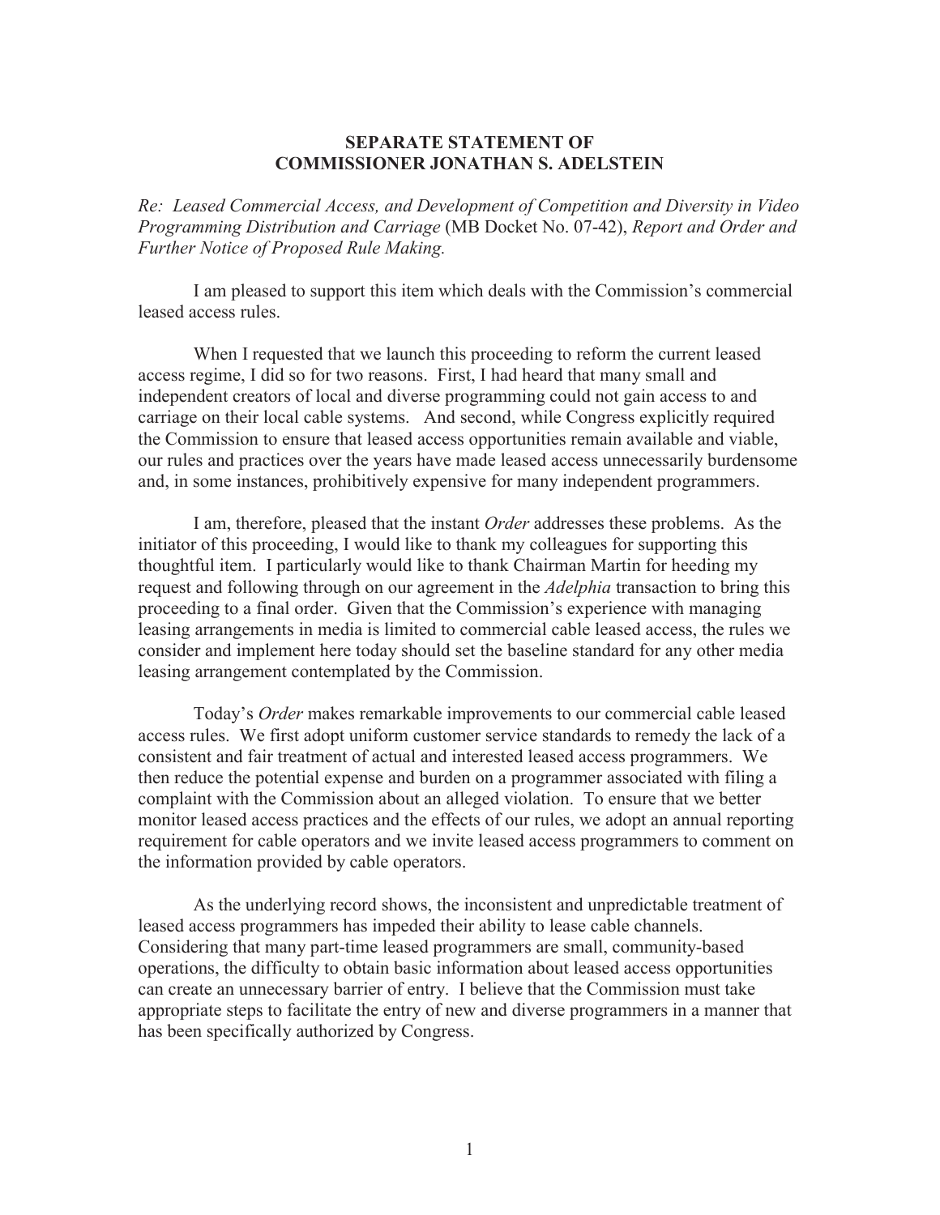**SEPARATE STATEMENT OF**
**COMMISSIONER JONATHAN S. ADELSTEIN**

*Re: Leased Commercial Access, and Development of Competition and Diversity in Video Programming Distribution and Carriage* (MB Docket No. 07-42), *Report and Order and Further Notice of Proposed Rule Making.*

I am pleased to support this item which deals with the Commission's commercial leased access rules.

When I requested that we launch this proceeding to reform the current leased access regime, I did so for two reasons. First, I had heard that many small and independent creators of local and diverse programming could not gain access to and carriage on their local cable systems. And second, while Congress explicitly required the Commission to ensure that leased access opportunities remain available and viable, our rules and practices over the years have made leased access unnecessarily burdensome and, in some instances, prohibitively expensive for many independent programmers.

I am, therefore, pleased that the instant *Order* addresses these problems. As the initiator of this proceeding, I would like to thank my colleagues for supporting this thoughtful item. I particularly would like to thank Chairman Martin for heeding my request and following through on our agreement in the *Adelphia* transaction to bring this proceeding to a final order. Given that the Commission's experience with managing leasing arrangements in media is limited to commercial cable leased access, the rules we consider and implement here today should set the baseline standard for any other media leasing arrangement contemplated by the Commission.

Today's *Order* makes remarkable improvements to our commercial cable leased access rules. We first adopt uniform customer service standards to remedy the lack of a consistent and fair treatment of actual and interested leased access programmers. We then reduce the potential expense and burden on a programmer associated with filing a complaint with the Commission about an alleged violation. To ensure that we better monitor leased access practices and the effects of our rules, we adopt an annual reporting requirement for cable operators and we invite leased access programmers to comment on the information provided by cable operators.

As the underlying record shows, the inconsistent and unpredictable treatment of leased access programmers has impeded their ability to lease cable channels. Considering that many part-time leased programmers are small, community-based operations, the difficulty to obtain basic information about leased access opportunities can create an unnecessary barrier of entry. I believe that the Commission must take appropriate steps to facilitate the entry of new and diverse programmers in a manner that has been specifically authorized by Congress.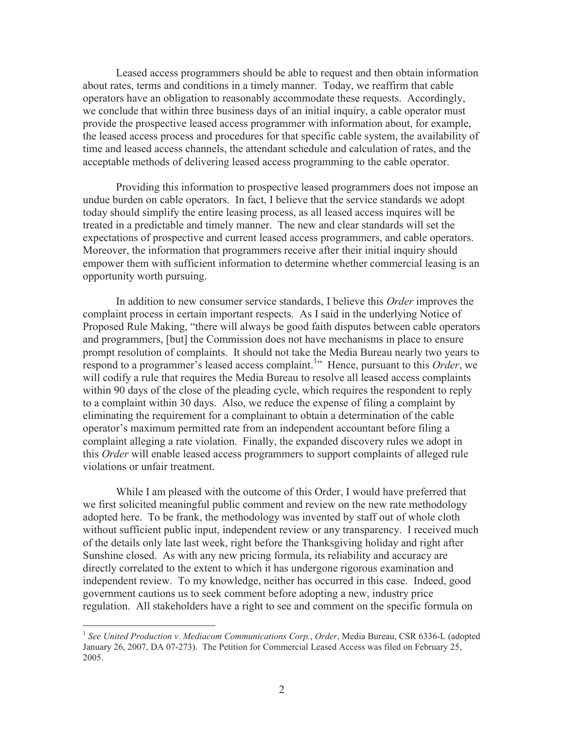Leased access programmers should be able to request and then obtain information about rates, terms and conditions in a timely manner. Today, we reaffirm that cable operators have an obligation to reasonably accommodate these requests. Accordingly, we conclude that within three business days of an initial inquiry, a cable operator must provide the prospective leased access programmer with information about, for example, the leased access process and procedures for that specific cable system, the availability of time and leased access channels, the attendant schedule and calculation of rates, and the acceptable methods of delivering leased access programming to the cable operator.

Providing this information to prospective leased programmers does not impose an undue burden on cable operators. In fact, I believe that the service standards we adopt today should simplify the entire leasing process, as all leased access inquires will be treated in a predictable and timely manner. The new and clear standards will set the expectations of prospective and current leased access programmers, and cable operators. Moreover, the information that programmers receive after their initial inquiry should empower them with sufficient information to determine whether commercial leasing is an opportunity worth pursuing.

In addition to new consumer service standards, I believe this *Order* improves the complaint process in certain important respects. As I said in the underlying Notice of Proposed Rule Making, "there will always be good faith disputes between cable operators and programmers, [but] the Commission does not have mechanisms in place to ensure prompt resolution of complaints. It should not take the Media Bureau nearly two years to respond to a programmer's leased access complaint.[1]" Hence, pursuant to this *Order*, we will codify a rule that requires the Media Bureau to resolve all leased access complaints within 90 days of the close of the pleading cycle, which requires the respondent to reply to a complaint within 30 days. Also, we reduce the expense of filing a complaint by eliminating the requirement for a complainant to obtain a determination of the cable operator's maximum permitted rate from an independent accountant before filing a complaint alleging a rate violation. Finally, the expanded discovery rules we adopt in this *Order* will enable leased access programmers to support complaints of alleged rule violations or unfair treatment.

While I am pleased with the outcome of this Order, I would have preferred that we first solicited meaningful public comment and review on the new rate methodology adopted here. To be frank, the methodology was invented by staff out of whole cloth without sufficient public input, independent review or any transparency. I received much of the details only late last week, right before the Thanksgiving holiday and right after Sunshine closed. As with any new pricing formula, its reliability and accuracy are directly correlated to the extent to which it has undergone rigorous examination and independent review. To my knowledge, neither has occurred in this case. Indeed, good government cautions us to seek comment before adopting a new, industry price regulation. All stakeholders have a right to see and comment on the specific formula on

---

[1] *See United Production v. Mediacom Communications Corp.*, *Order*, Media Bureau, CSR 6336-L (adopted January 26, 2007, DA 07-273). The Petition for Commercial Leased Access was filed on February 25, 2005.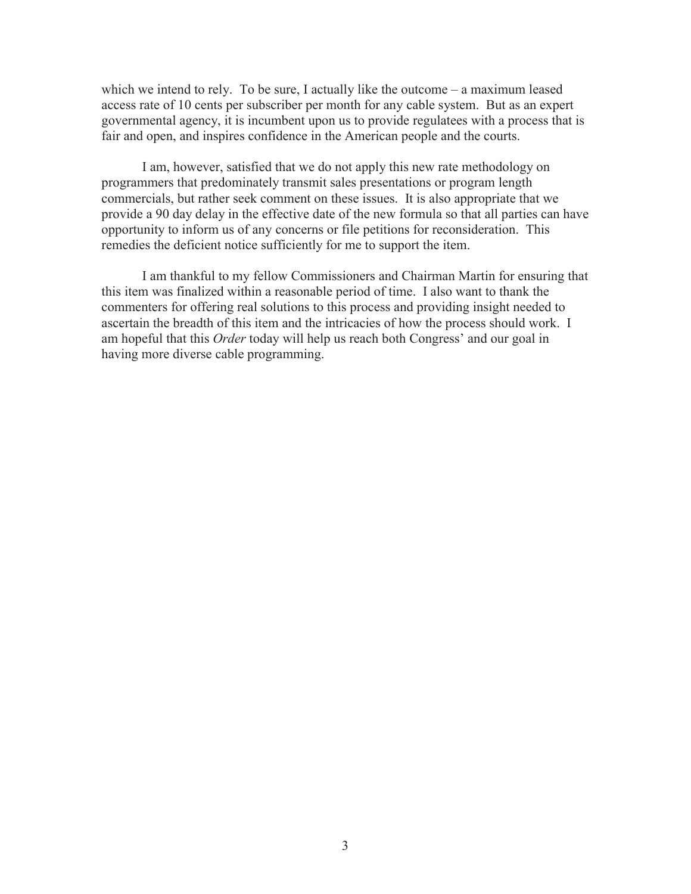which we intend to rely. To be sure, I actually like the outcome – a maximum leased access rate of 10 cents per subscriber per month for any cable system. But as an expert governmental agency, it is incumbent upon us to provide regulatees with a process that is fair and open, and inspires confidence in the American people and the courts.

I am, however, satisfied that we do not apply this new rate methodology on programmers that predominately transmit sales presentations or program length commercials, but rather seek comment on these issues. It is also appropriate that we provide a 90 day delay in the effective date of the new formula so that all parties can have opportunity to inform us of any concerns or file petitions for reconsideration. This remedies the deficient notice sufficiently for me to support the item.

I am thankful to my fellow Commissioners and Chairman Martin for ensuring that this item was finalized within a reasonable period of time. I also want to thank the commenters for offering real solutions to this process and providing insight needed to ascertain the breadth of this item and the intricacies of how the process should work. I am hopeful that this *Order* today will help us reach both Congress' and our goal in having more diverse cable programming.